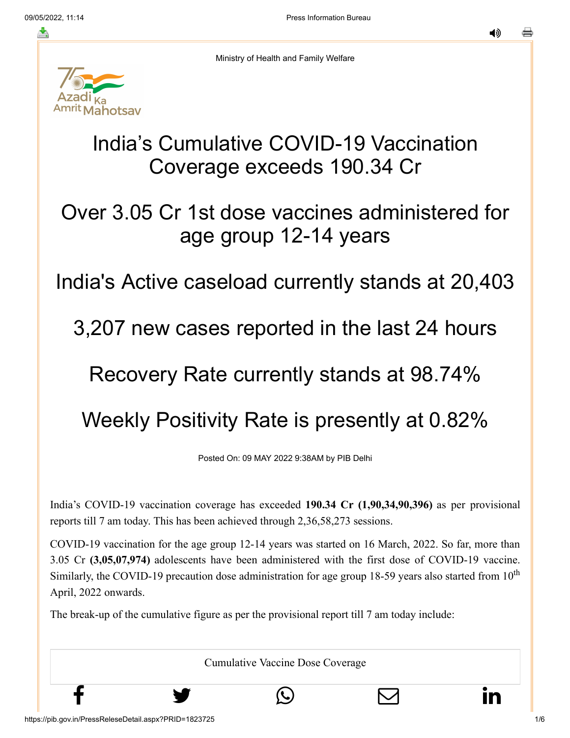Ministry of Health and Family Welfare

# India's Cumulative COVID-19 Vaccination Coverage exceeds 190.34 Cr

# Over 3.05 Cr 1st dose vaccines administered for age group 12-14 years

# India's Active caseload currently stands at 20,403

# 3,207 new cases reported in the last 24 hours

# Recovery Rate currently stands at 98.74%

# Weekly Positivity Rate is presently at 0.82%

Posted On: 09 MAY 2022 9:38AM by PIB Delhi

India's COVID-19 vaccination coverage has exceeded **190.34 Cr (1,90,34,90,396)** as per provisional reports till 7 am today. This has been achieved through 2,36,58,273 sessions.

COVID-19 vaccination for the age group 12-14 years was started on 16 March, 2022. So far, more than 3.05 Cr **(3,05,07,974)** adolescents have been administered with the first dose of COVID-19 vaccine. Similarly, the COVID-19 precaution dose administration for age group 18-59 years also started from 10th April, 2022 onwards.

The break-up of the cumulative figure as per the provisional report till 7 am today include:

Cumulative Vaccine Dose Coverage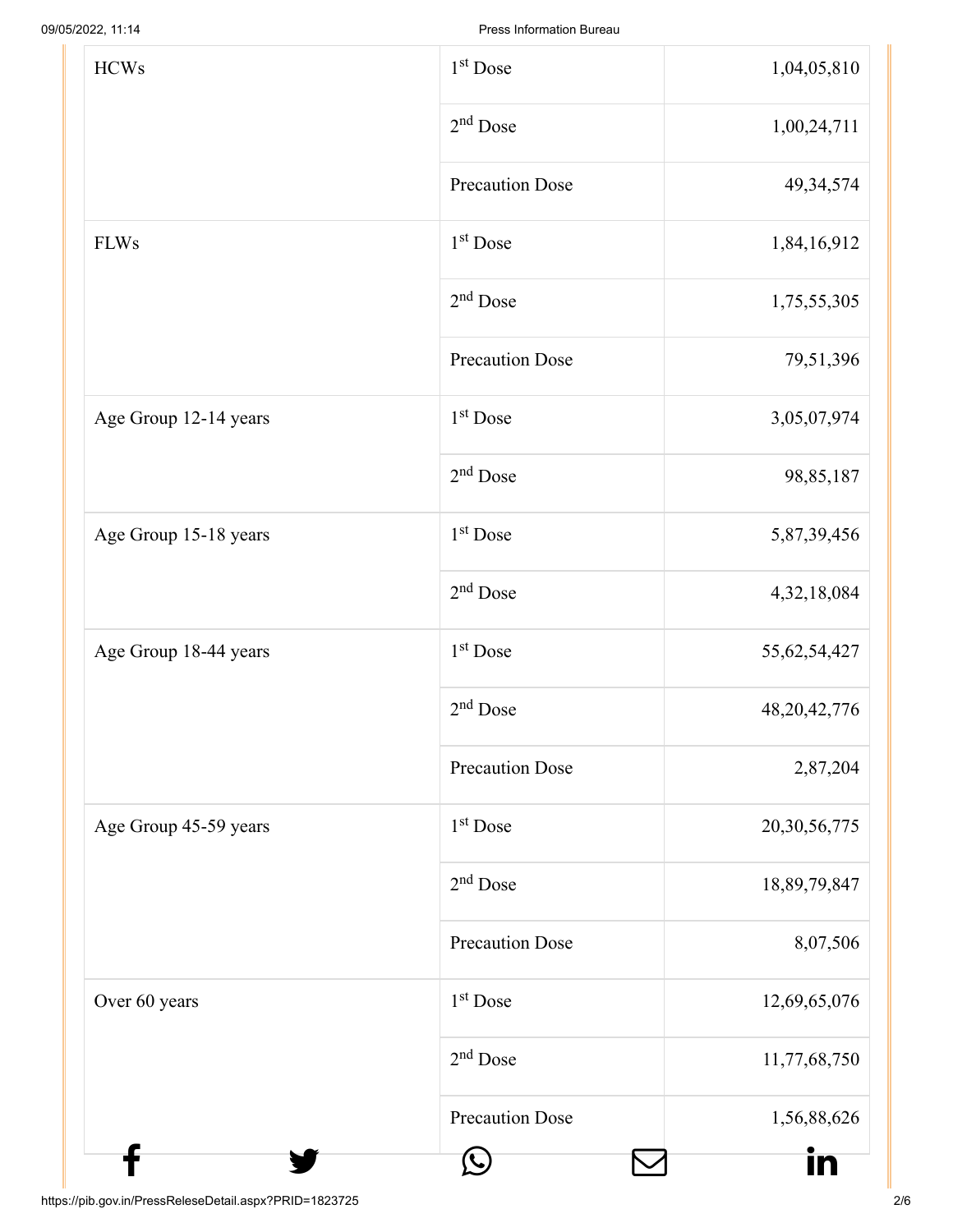| | | |
|---|---|---|
| HCWs | 1st Dose | 1,04,05,810 |
| | 2nd Dose | 1,00,24,711 |
| | Precaution Dose | 49,34,574 |
| FLWs | 1st Dose | 1,84,16,912 |
| | 2nd Dose | 1,75,55,305 |
| | Precaution Dose | 79,51,396 |
| Age Group 12-14 years | 1st Dose | 3,05,07,974 |
| | 2nd Dose | 98,85,187 |
| Age Group 15-18 years | 1st Dose | 5,87,39,456 |
| | 2nd Dose | 4,32,18,084 |
| Age Group 18-44 years | 1st Dose | 55,62,54,427 |
| | 2nd Dose | 48,20,42,776 |
| | Precaution Dose | 2,87,204 |
| Age Group 45-59 years | 1st Dose | 20,30,56,775 |
| | 2nd Dose | 18,89,79,847 |
| | Precaution Dose | 8,07,506 |
| Over 60 years | 1st Dose | 12,69,65,076 |
| | 2nd Dose | 11,77,68,750 |
| | Precaution Dose | 1,56,88,626 |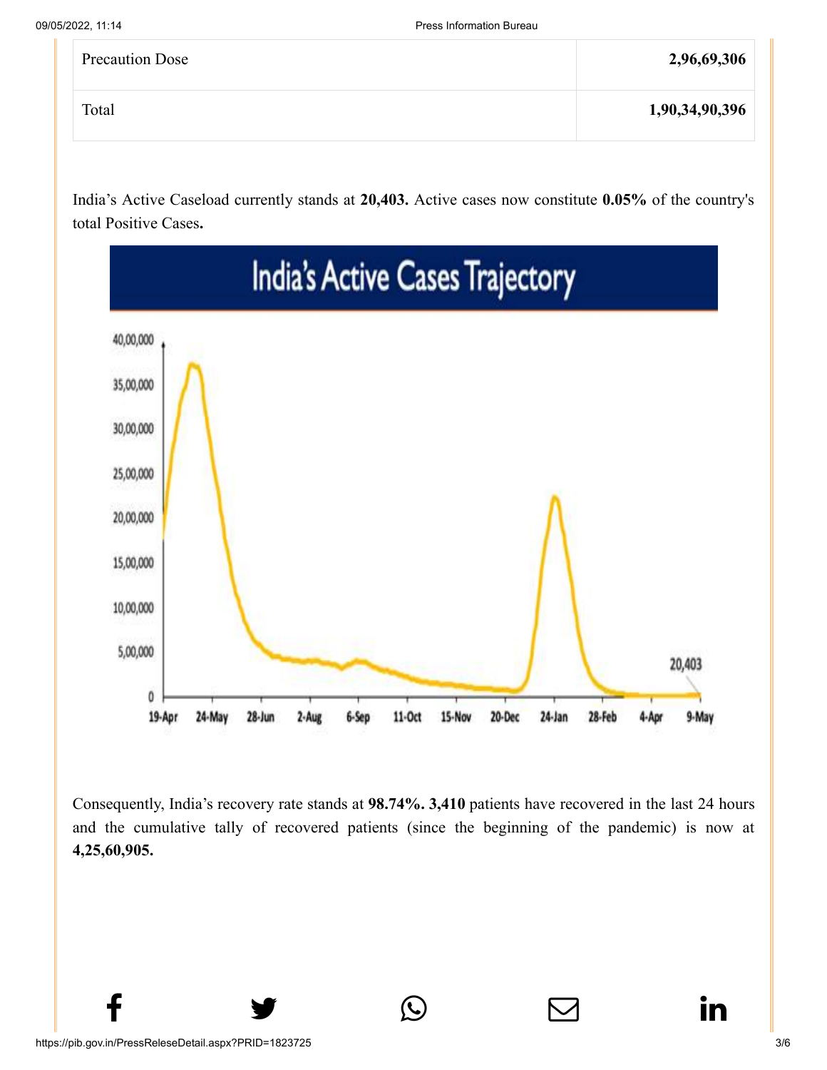| Precaution Dose | 2,96,69,306 |
|---|---|
| Total | 1,90,34,90,396 |

India's Active Caseload currently stands at **20,403.** Active cases now constitute **0.05%** of the country's total Positive Cases**.**

Consequently, India's recovery rate stands at **98.74%. 3,410** patients have recovered in the last 24 hours and the cumulative tally of recovered patients (since the beginning of the pandemic) is now at **4,25,60,905.**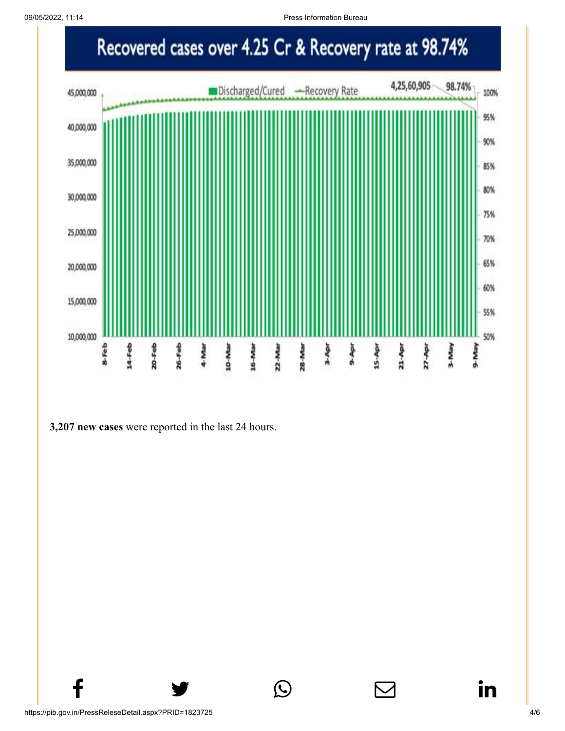Recovered cases over 4.25 Cr & Recovery rate at 98.74%

**3,207 new cases** were reported in the last 24 hours.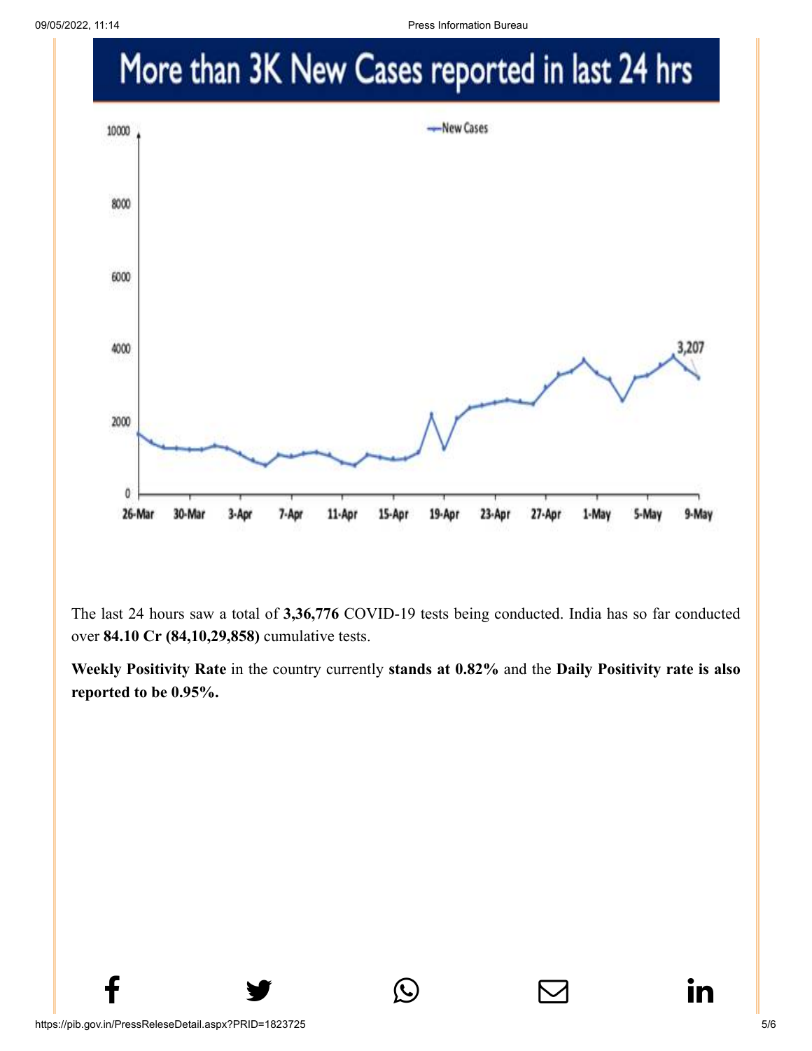# More than 3K New Cases reported in last 24 hrs

The last 24 hours saw a total of **3,36,776** COVID-19 tests being conducted. India has so far conducted over **84.10 Cr (84,10,29,858)** cumulative tests.

**Weekly Positivity Rate** in the country currently **stands at 0.82%** and the **Daily Positivity rate is also reported to be 0.95%.**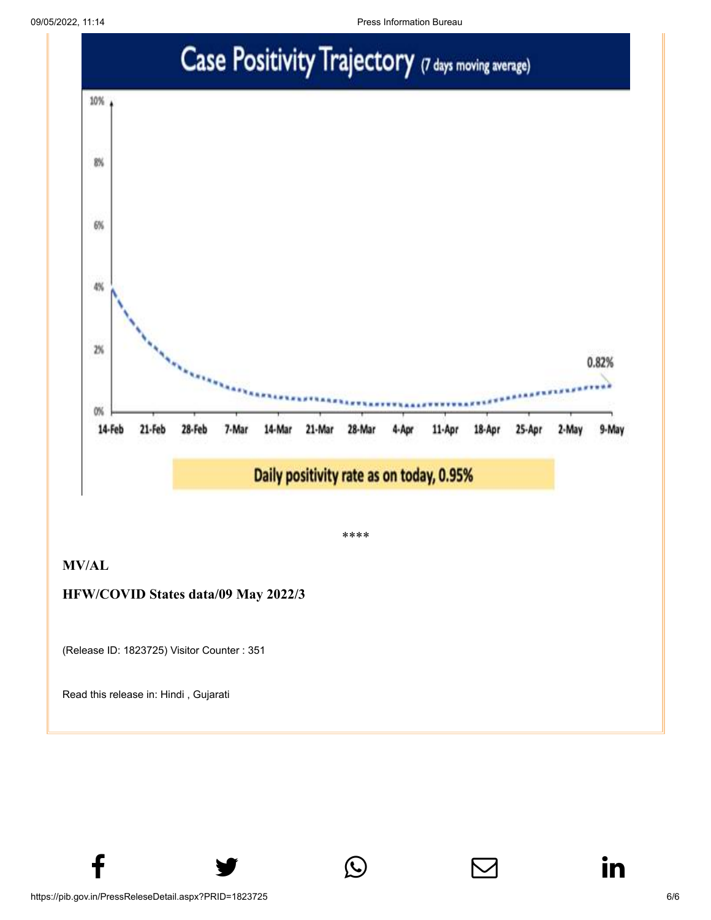Case Positivity Trajectory (7 days moving average)

10%

8%

6%

4%

2%

0%

0.82%

14-Feb 21-Feb 28-Feb 7-Mar 14-Mar 21-Mar 28-Mar 4-Apr 11-Apr 18-Apr 25-Apr 2-May 9-May

Daily positivity rate as on today, 0.95%

\*\*\*\*

**MV/AL**

**HFW/COVID States data/09 May 2022/3**

(Release ID: 1823725) Visitor Counter : 351

Read this release in: Hindi , Gujarati